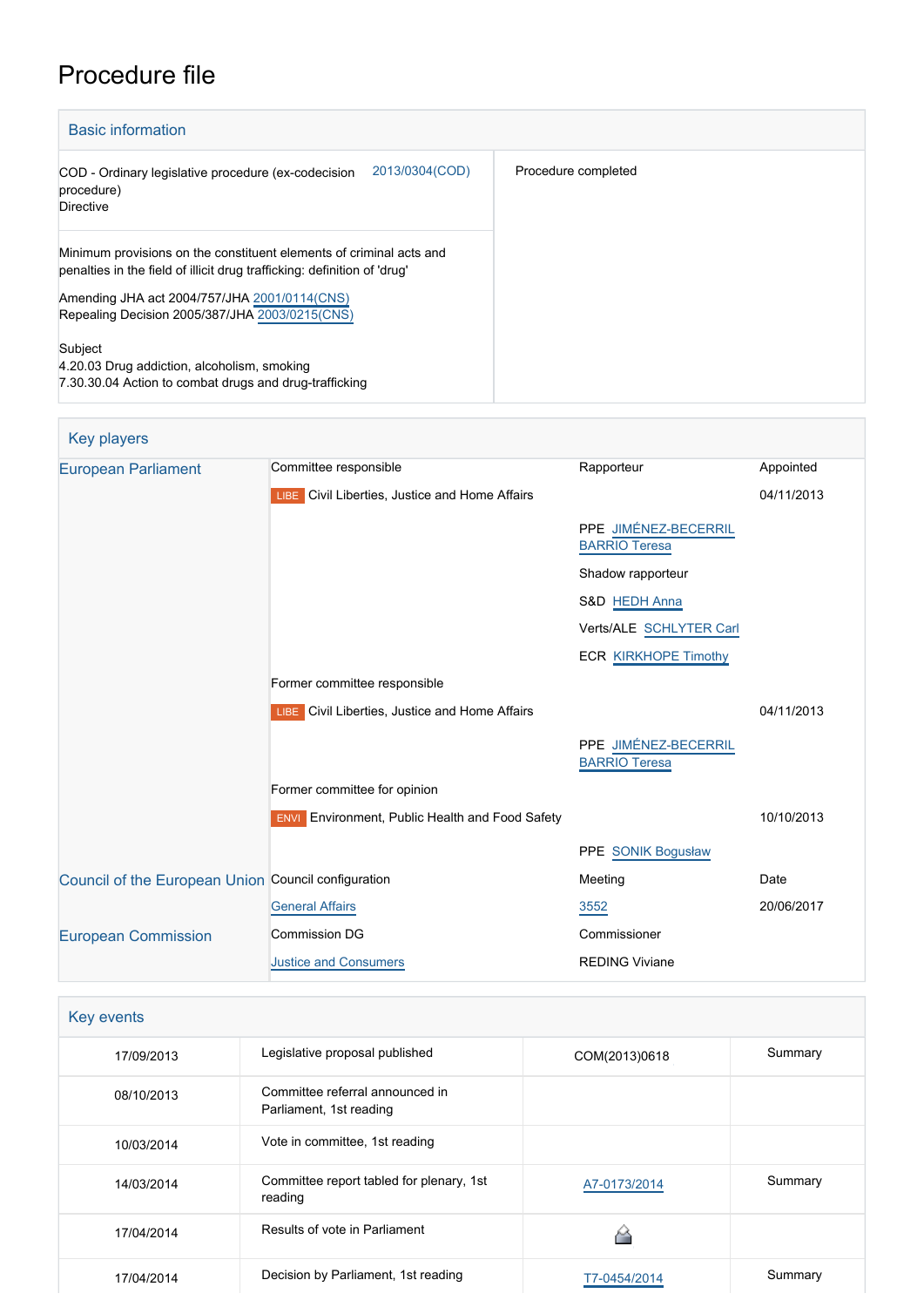# Procedure file

## Basic information

| | |
|---|---|
| COD - Ordinary legislative procedure (ex-codecision procedure) Directive — 2013/0304(COD) | Procedure completed |
| Minimum provisions on the constituent elements of criminal acts and penalties in the field of illicit drug trafficking: definition of 'drug'<br><br>Amending JHA act 2004/757/JHA 2001/0114(CNS)<br>Repealing Decision 2005/387/JHA 2003/0215(CNS)<br><br>Subject<br>4.20.03 Drug addiction, alcoholism, smoking<br>7.30.30.04 Action to combat drugs and drug-trafficking | |

## Key players

| | | | |
|---|---|---|---|
| European Parliament | Committee responsible | Rapporteur | Appointed |
| | LIBE Civil Liberties, Justice and Home Affairs | | 04/11/2013 |
| | | PPE JIMÉNEZ-BECERRIL BARRIO Teresa | |
| | | Shadow rapporteur | |
| | | S&D HEDH Anna | |
| | | Verts/ALE SCHLYTER Carl | |
| | | ECR KIRKHOPE Timothy | |
| | Former committee responsible | | |
| | LIBE Civil Liberties, Justice and Home Affairs | | 04/11/2013 |
| | | PPE JIMÉNEZ-BECERRIL BARRIO Teresa | |
| | Former committee for opinion | | |
| | ENVI Environment, Public Health and Food Safety | | 10/10/2013 |
| | | PPE SONIK Bogusław | |
| Council of the European Union | Council configuration | Meeting | Date |
| | General Affairs | 3552 | 20/06/2017 |
| European Commission | Commission DG | Commissioner | |
| | Justice and Consumers | REDING Viviane | |

## Key events

| | | | |
|---|---|---|---|
| 17/09/2013 | Legislative proposal published | COM(2013)0618 | Summary |
| 08/10/2013 | Committee referral announced in Parliament, 1st reading | | |
| 10/03/2014 | Vote in committee, 1st reading | | |
| 14/03/2014 | Committee report tabled for plenary, 1st reading | A7-0173/2014 | Summary |
| 17/04/2014 | Results of vote in Parliament | | |
| 17/04/2014 | Decision by Parliament, 1st reading | T7-0454/2014 | Summary |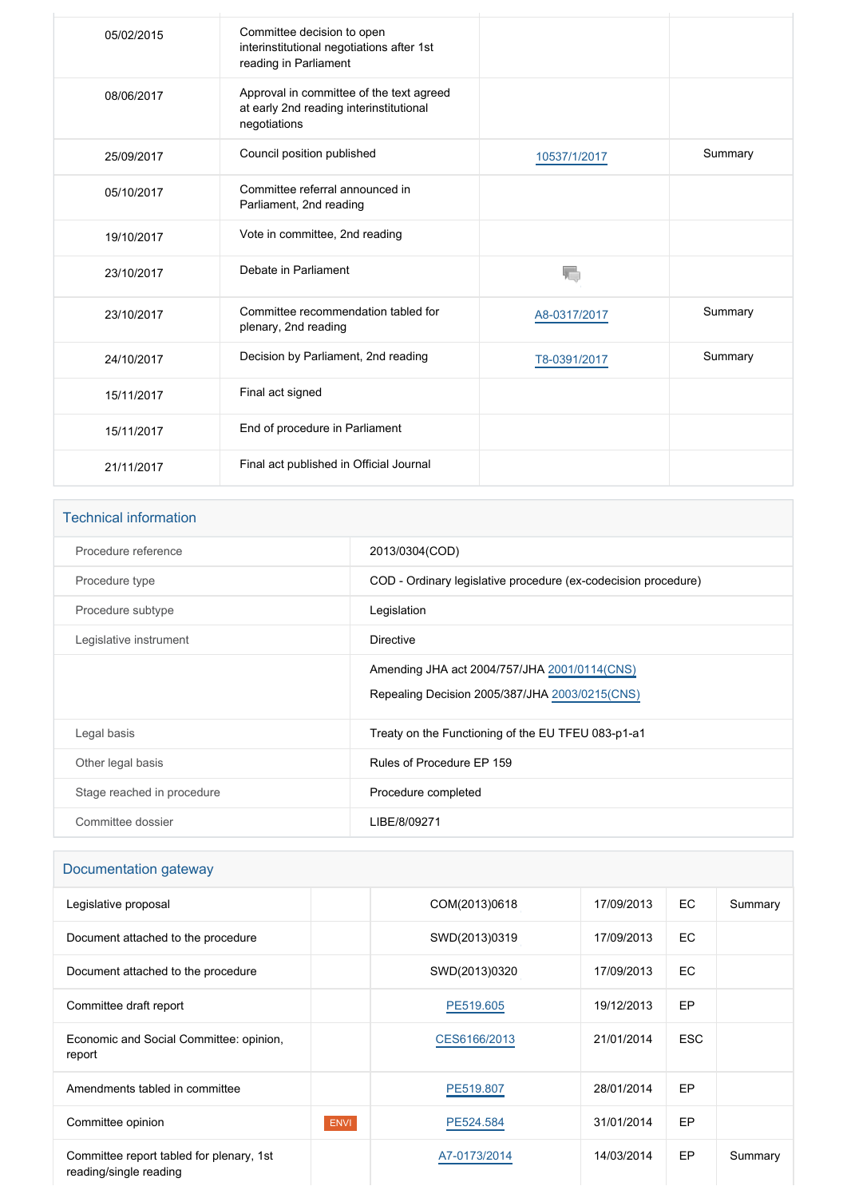| | | | |
|---|---|---|---|
| 05/02/2015 | Committee decision to open interinstitutional negotiations after 1st reading in Parliament | | |
| 08/06/2017 | Approval in committee of the text agreed at early 2nd reading interinstitutional negotiations | | |
| 25/09/2017 | Council position published | 10537/1/2017 | Summary |
| 05/10/2017 | Committee referral announced in Parliament, 2nd reading | | |
| 19/10/2017 | Vote in committee, 2nd reading | | |
| 23/10/2017 | Debate in Parliament | | |
| 23/10/2017 | Committee recommendation tabled for plenary, 2nd reading | A8-0317/2017 | Summary |
| 24/10/2017 | Decision by Parliament, 2nd reading | T8-0391/2017 | Summary |
| 15/11/2017 | Final act signed | | |
| 15/11/2017 | End of procedure in Parliament | | |
| 21/11/2017 | Final act published in Official Journal | | |

## Technical information

| | |
|---|---|
| Procedure reference | 2013/0304(COD) |
| Procedure type | COD - Ordinary legislative procedure (ex-codecision procedure) |
| Procedure subtype | Legislation |
| Legislative instrument | Directive |
| | Amending JHA act 2004/757/JHA 2001/0114(CNS)<br>Repealing Decision 2005/387/JHA 2003/0215(CNS) |
| Legal basis | Treaty on the Functioning of the EU TFEU 083-p1-a1 |
| Other legal basis | Rules of Procedure EP 159 |
| Stage reached in procedure | Procedure completed |
| Committee dossier | LIBE/8/09271 |

## Documentation gateway

| | | | | | |
|---|---|---|---|---|---|
| Legislative proposal | | COM(2013)0618 | 17/09/2013 | EC | Summary |
| Document attached to the procedure | | SWD(2013)0319 | 17/09/2013 | EC | |
| Document attached to the procedure | | SWD(2013)0320 | 17/09/2013 | EC | |
| Committee draft report | | PE519.605 | 19/12/2013 | EP | |
| Economic and Social Committee: opinion, report | | CES6166/2013 | 21/01/2014 | ESC | |
| Amendments tabled in committee | | PE519.807 | 28/01/2014 | EP | |
| Committee opinion | ENVI | PE524.584 | 31/01/2014 | EP | |
| Committee report tabled for plenary, 1st reading/single reading | | A7-0173/2014 | 14/03/2014 | EP | Summary |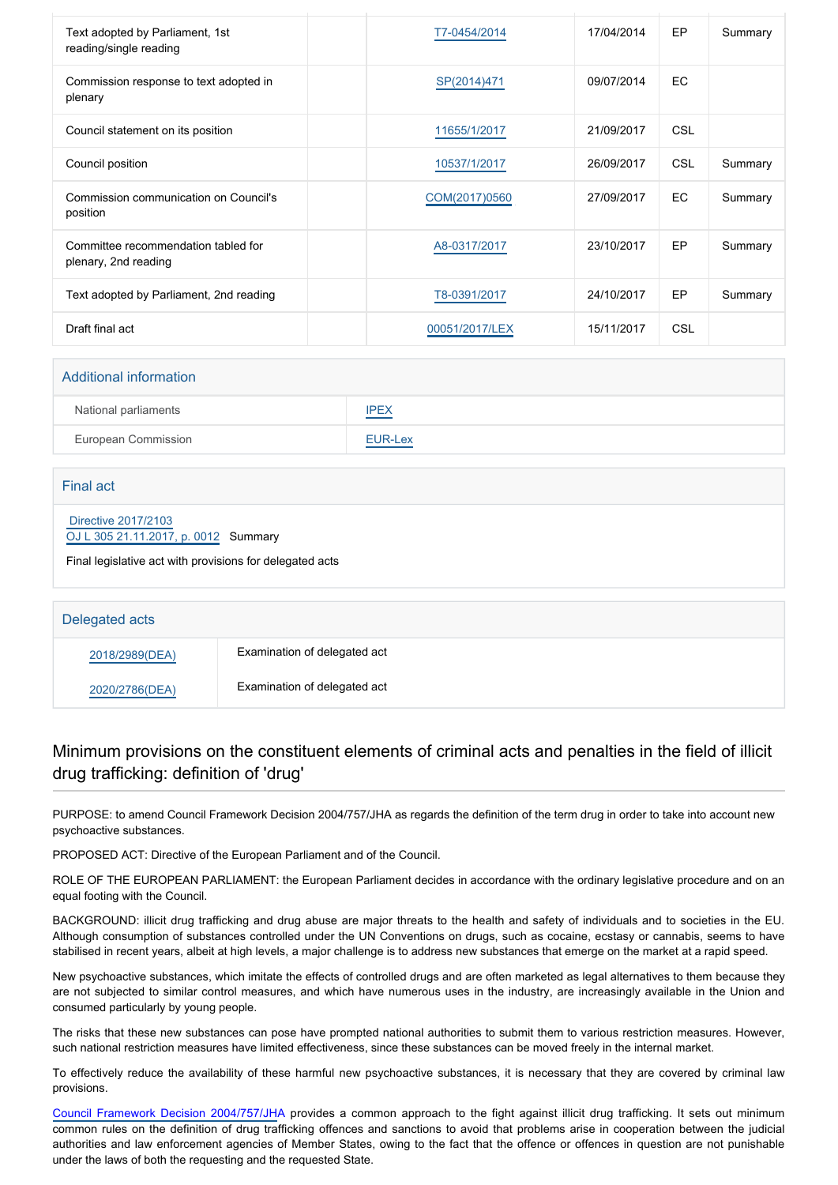| | | | | | |
|---|---|---|---|---|---|
| Text adopted by Parliament, 1st reading/single reading | | T7-0454/2014 | 17/04/2014 | EP | Summary |
| Commission response to text adopted in plenary | | SP(2014)471 | 09/07/2014 | EC | |
| Council statement on its position | | 11655/1/2017 | 21/09/2017 | CSL | |
| Council position | | 10537/1/2017 | 26/09/2017 | CSL | Summary |
| Commission communication on Council's position | | COM(2017)0560 | 27/09/2017 | EC | Summary |
| Committee recommendation tabled for plenary, 2nd reading | | A8-0317/2017 | 23/10/2017 | EP | Summary |
| Text adopted by Parliament, 2nd reading | | T8-0391/2017 | 24/10/2017 | EP | Summary |
| Draft final act | | 00051/2017/LEX | 15/11/2017 | CSL | |

## Additional information

| | |
|---|---|
| National parliaments | IPEX |
| European Commission | EUR-Lex |

## Final act

Directive 2017/2103
OJ L 305 21.11.2017, p. 0012 Summary

Final legislative act with provisions for delegated acts

## Delegated acts

| | |
|---|---|
| 2018/2989(DEA) | Examination of delegated act |
| 2020/2786(DEA) | Examination of delegated act |

## Minimum provisions on the constituent elements of criminal acts and penalties in the field of illicit drug trafficking: definition of 'drug'

PURPOSE: to amend Council Framework Decision 2004/757/JHA as regards the definition of the term drug in order to take into account new psychoactive substances.

PROPOSED ACT: Directive of the European Parliament and of the Council.

ROLE OF THE EUROPEAN PARLIAMENT: the European Parliament decides in accordance with the ordinary legislative procedure and on an equal footing with the Council.

BACKGROUND: illicit drug trafficking and drug abuse are major threats to the health and safety of individuals and to societies in the EU. Although consumption of substances controlled under the UN Conventions on drugs, such as cocaine, ecstasy or cannabis, seems to have stabilised in recent years, albeit at high levels, a major challenge is to address new substances that emerge on the market at a rapid speed.

New psychoactive substances, which imitate the effects of controlled drugs and are often marketed as legal alternatives to them because they are not subjected to similar control measures, and which have numerous uses in the industry, are increasingly available in the Union and consumed particularly by young people.

The risks that these new substances can pose have prompted national authorities to submit them to various restriction measures. However, such national restriction measures have limited effectiveness, since these substances can be moved freely in the internal market.

To effectively reduce the availability of these harmful new psychoactive substances, it is necessary that they are covered by criminal law provisions.

Council Framework Decision 2004/757/JHA provides a common approach to the fight against illicit drug trafficking. It sets out minimum common rules on the definition of drug trafficking offences and sanctions to avoid that problems arise in cooperation between the judicial authorities and law enforcement agencies of Member States, owing to the fact that the offence or offences in question are not punishable under the laws of both the requesting and the requested State.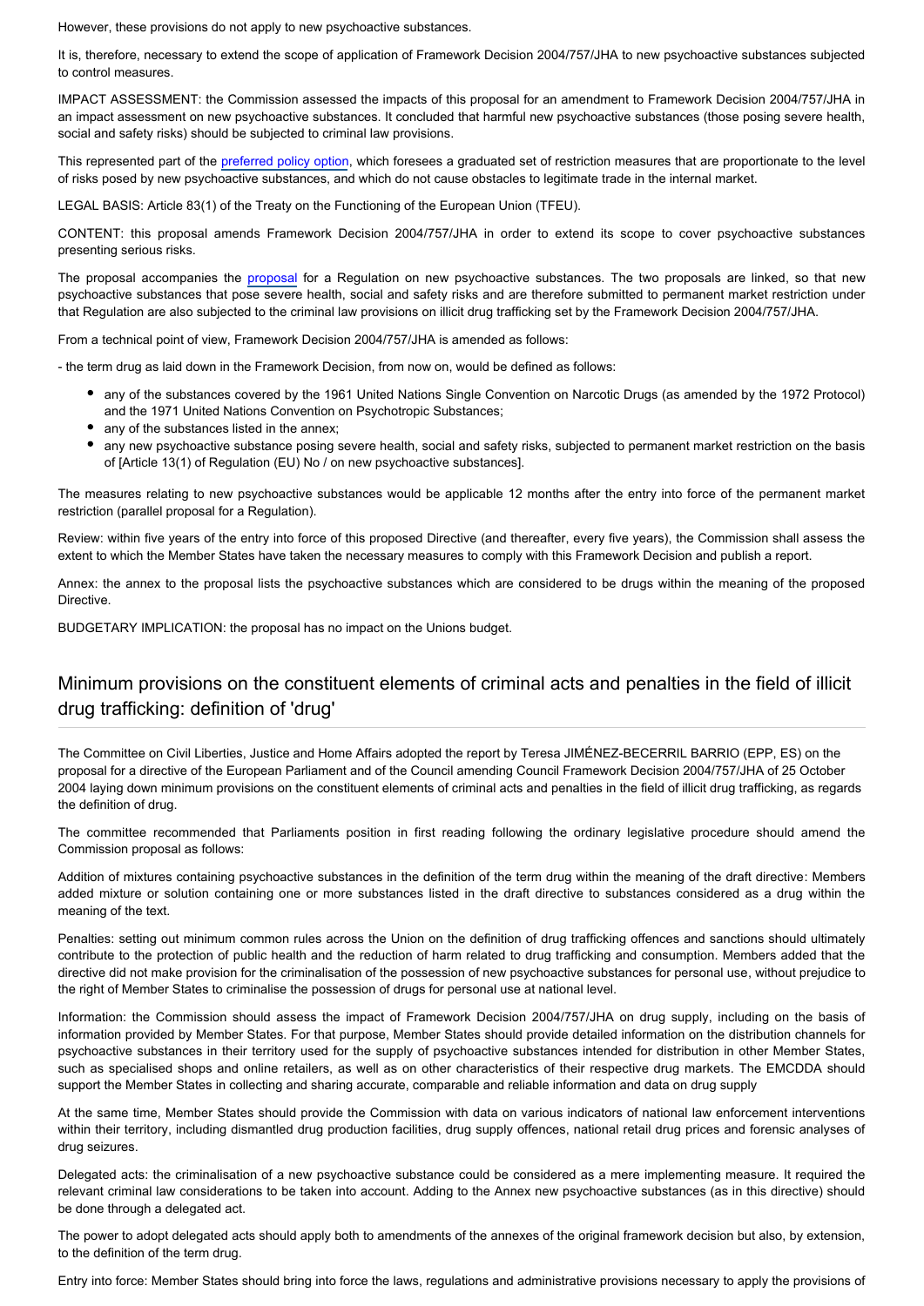However, these provisions do not apply to new psychoactive substances.

It is, therefore, necessary to extend the scope of application of Framework Decision 2004/757/JHA to new psychoactive substances subjected to control measures.

IMPACT ASSESSMENT: the Commission assessed the impacts of this proposal for an amendment to Framework Decision 2004/757/JHA in an impact assessment on new psychoactive substances. It concluded that harmful new psychoactive substances (those posing severe health, social and safety risks) should be subjected to criminal law provisions.

This represented part of the preferred policy option, which foresees a graduated set of restriction measures that are proportionate to the level of risks posed by new psychoactive substances, and which do not cause obstacles to legitimate trade in the internal market.

LEGAL BASIS: Article 83(1) of the Treaty on the Functioning of the European Union (TFEU).

CONTENT: this proposal amends Framework Decision 2004/757/JHA in order to extend its scope to cover psychoactive substances presenting serious risks.

The proposal accompanies the proposal for a Regulation on new psychoactive substances. The two proposals are linked, so that new psychoactive substances that pose severe health, social and safety risks and are therefore submitted to permanent market restriction under that Regulation are also subjected to the criminal law provisions on illicit drug trafficking set by the Framework Decision 2004/757/JHA.

From a technical point of view, Framework Decision 2004/757/JHA is amended as follows:

- the term drug as laid down in the Framework Decision, from now on, would be defined as follows:

- any of the substances covered by the 1961 United Nations Single Convention on Narcotic Drugs (as amended by the 1972 Protocol) and the 1971 United Nations Convention on Psychotropic Substances;
- any of the substances listed in the annex;
- any new psychoactive substance posing severe health, social and safety risks, subjected to permanent market restriction on the basis of [Article 13(1) of Regulation (EU) No / on new psychoactive substances].

The measures relating to new psychoactive substances would be applicable 12 months after the entry into force of the permanent market restriction (parallel proposal for a Regulation).

Review: within five years of the entry into force of this proposed Directive (and thereafter, every five years), the Commission shall assess the extent to which the Member States have taken the necessary measures to comply with this Framework Decision and publish a report.

Annex: the annex to the proposal lists the psychoactive substances which are considered to be drugs within the meaning of the proposed Directive.

BUDGETARY IMPLICATION: the proposal has no impact on the Unions budget.

## Minimum provisions on the constituent elements of criminal acts and penalties in the field of illicit drug trafficking: definition of 'drug'

The Committee on Civil Liberties, Justice and Home Affairs adopted the report by Teresa JIMÉNEZ-BECERRIL BARRIO (EPP, ES) on the proposal for a directive of the European Parliament and of the Council amending Council Framework Decision 2004/757/JHA of 25 October 2004 laying down minimum provisions on the constituent elements of criminal acts and penalties in the field of illicit drug trafficking, as regards the definition of drug.

The committee recommended that Parliaments position in first reading following the ordinary legislative procedure should amend the Commission proposal as follows:

Addition of mixtures containing psychoactive substances in the definition of the term drug within the meaning of the draft directive: Members added mixture or solution containing one or more substances listed in the draft directive to substances considered as a drug within the meaning of the text.

Penalties: setting out minimum common rules across the Union on the definition of drug trafficking offences and sanctions should ultimately contribute to the protection of public health and the reduction of harm related to drug trafficking and consumption. Members added that the directive did not make provision for the criminalisation of the possession of new psychoactive substances for personal use, without prejudice to the right of Member States to criminalise the possession of drugs for personal use at national level.

Information: the Commission should assess the impact of Framework Decision 2004/757/JHA on drug supply, including on the basis of information provided by Member States. For that purpose, Member States should provide detailed information on the distribution channels for psychoactive substances in their territory used for the supply of psychoactive substances intended for distribution in other Member States, such as specialised shops and online retailers, as well as on other characteristics of their respective drug markets. The EMCDDA should support the Member States in collecting and sharing accurate, comparable and reliable information and data on drug supply

At the same time, Member States should provide the Commission with data on various indicators of national law enforcement interventions within their territory, including dismantled drug production facilities, drug supply offences, national retail drug prices and forensic analyses of drug seizures.

Delegated acts: the criminalisation of a new psychoactive substance could be considered as a mere implementing measure. It required the relevant criminal law considerations to be taken into account. Adding to the Annex new psychoactive substances (as in this directive) should be done through a delegated act.

The power to adopt delegated acts should apply both to amendments of the annexes of the original framework decision but also, by extension, to the definition of the term drug.

Entry into force: Member States should bring into force the laws, regulations and administrative provisions necessary to apply the provisions of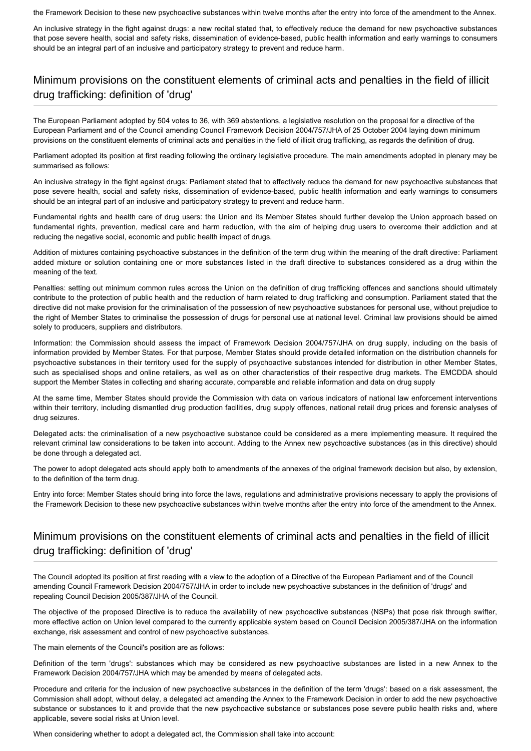the Framework Decision to these new psychoactive substances within twelve months after the entry into force of the amendment to the Annex.

An inclusive strategy in the fight against drugs: a new recital stated that, to effectively reduce the demand for new psychoactive substances that pose severe health, social and safety risks, dissemination of evidence-based, public health information and early warnings to consumers should be an integral part of an inclusive and participatory strategy to prevent and reduce harm.

## Minimum provisions on the constituent elements of criminal acts and penalties in the field of illicit drug trafficking: definition of 'drug'

The European Parliament adopted by 504 votes to 36, with 369 abstentions, a legislative resolution on the proposal for a directive of the European Parliament and of the Council amending Council Framework Decision 2004/757/JHA of 25 October 2004 laying down minimum provisions on the constituent elements of criminal acts and penalties in the field of illicit drug trafficking, as regards the definition of drug.

Parliament adopted its position at first reading following the ordinary legislative procedure. The main amendments adopted in plenary may be summarised as follows:

An inclusive strategy in the fight against drugs: Parliament stated that to effectively reduce the demand for new psychoactive substances that pose severe health, social and safety risks, dissemination of evidence-based, public health information and early warnings to consumers should be an integral part of an inclusive and participatory strategy to prevent and reduce harm.

Fundamental rights and health care of drug users: the Union and its Member States should further develop the Union approach based on fundamental rights, prevention, medical care and harm reduction, with the aim of helping drug users to overcome their addiction and at reducing the negative social, economic and public health impact of drugs.

Addition of mixtures containing psychoactive substances in the definition of the term drug within the meaning of the draft directive: Parliament added mixture or solution containing one or more substances listed in the draft directive to substances considered as a drug within the meaning of the text.

Penalties: setting out minimum common rules across the Union on the definition of drug trafficking offences and sanctions should ultimately contribute to the protection of public health and the reduction of harm related to drug trafficking and consumption. Parliament stated that the directive did not make provision for the criminalisation of the possession of new psychoactive substances for personal use, without prejudice to the right of Member States to criminalise the possession of drugs for personal use at national level. Criminal law provisions should be aimed solely to producers, suppliers and distributors.

Information: the Commission should assess the impact of Framework Decision 2004/757/JHA on drug supply, including on the basis of information provided by Member States. For that purpose, Member States should provide detailed information on the distribution channels for psychoactive substances in their territory used for the supply of psychoactive substances intended for distribution in other Member States, such as specialised shops and online retailers, as well as on other characteristics of their respective drug markets. The EMCDDA should support the Member States in collecting and sharing accurate, comparable and reliable information and data on drug supply

At the same time, Member States should provide the Commission with data on various indicators of national law enforcement interventions within their territory, including dismantled drug production facilities, drug supply offences, national retail drug prices and forensic analyses of drug seizures.

Delegated acts: the criminalisation of a new psychoactive substance could be considered as a mere implementing measure. It required the relevant criminal law considerations to be taken into account. Adding to the Annex new psychoactive substances (as in this directive) should be done through a delegated act.

The power to adopt delegated acts should apply both to amendments of the annexes of the original framework decision but also, by extension, to the definition of the term drug.

Entry into force: Member States should bring into force the laws, regulations and administrative provisions necessary to apply the provisions of the Framework Decision to these new psychoactive substances within twelve months after the entry into force of the amendment to the Annex.

## Minimum provisions on the constituent elements of criminal acts and penalties in the field of illicit drug trafficking: definition of 'drug'

The Council adopted its position at first reading with a view to the adoption of a Directive of the European Parliament and of the Council amending Council Framework Decision 2004/757/JHA in order to include new psychoactive substances in the definition of 'drugs' and repealing Council Decision 2005/387/JHA of the Council.

The objective of the proposed Directive is to reduce the availability of new psychoactive substances (NSPs) that pose risk through swifter, more effective action on Union level compared to the currently applicable system based on Council Decision 2005/387/JHA on the information exchange, risk assessment and control of new psychoactive substances.

The main elements of the Council's position are as follows:

Definition of the term 'drugs': substances which may be considered as new psychoactive substances are listed in a new Annex to the Framework Decision 2004/757/JHA which may be amended by means of delegated acts.

Procedure and criteria for the inclusion of new psychoactive substances in the definition of the term 'drugs': based on a risk assessment, the Commission shall adopt, without delay, a delegated act amending the Annex to the Framework Decision in order to add the new psychoactive substance or substances to it and provide that the new psychoactive substance or substances pose severe public health risks and, where applicable, severe social risks at Union level.

When considering whether to adopt a delegated act, the Commission shall take into account: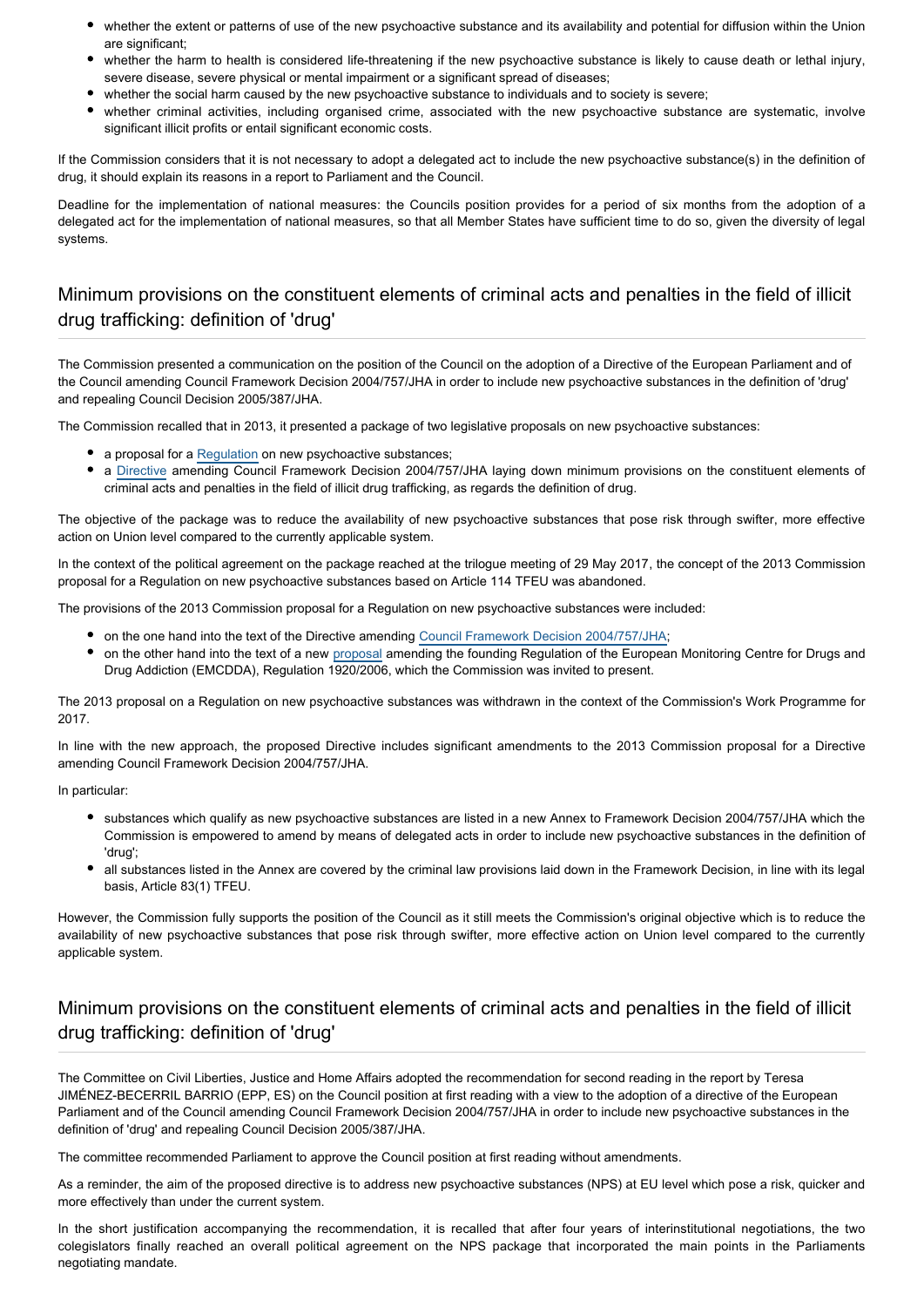- whether the extent or patterns of use of the new psychoactive substance and its availability and potential for diffusion within the Union are significant;
- whether the harm to health is considered life-threatening if the new psychoactive substance is likely to cause death or lethal injury, severe disease, severe physical or mental impairment or a significant spread of diseases;
- whether the social harm caused by the new psychoactive substance to individuals and to society is severe;
- whether criminal activities, including organised crime, associated with the new psychoactive substance are systematic, involve significant illicit profits or entail significant economic costs.

If the Commission considers that it is not necessary to adopt a delegated act to include the new psychoactive substance(s) in the definition of drug, it should explain its reasons in a report to Parliament and the Council.

Deadline for the implementation of national measures: the Councils position provides for a period of six months from the adoption of a delegated act for the implementation of national measures, so that all Member States have sufficient time to do so, given the diversity of legal systems.

## Minimum provisions on the constituent elements of criminal acts and penalties in the field of illicit drug trafficking: definition of 'drug'

The Commission presented a communication on the position of the Council on the adoption of a Directive of the European Parliament and of the Council amending Council Framework Decision 2004/757/JHA in order to include new psychoactive substances in the definition of 'drug' and repealing Council Decision 2005/387/JHA.

The Commission recalled that in 2013, it presented a package of two legislative proposals on new psychoactive substances:

- a proposal for a Regulation on new psychoactive substances;
- a Directive amending Council Framework Decision 2004/757/JHA laying down minimum provisions on the constituent elements of criminal acts and penalties in the field of illicit drug trafficking, as regards the definition of drug.

The objective of the package was to reduce the availability of new psychoactive substances that pose risk through swifter, more effective action on Union level compared to the currently applicable system.

In the context of the political agreement on the package reached at the trilogue meeting of 29 May 2017, the concept of the 2013 Commission proposal for a Regulation on new psychoactive substances based on Article 114 TFEU was abandoned.

The provisions of the 2013 Commission proposal for a Regulation on new psychoactive substances were included:

- on the one hand into the text of the Directive amending Council Framework Decision 2004/757/JHA;
- on the other hand into the text of a new proposal amending the founding Regulation of the European Monitoring Centre for Drugs and Drug Addiction (EMCDDA), Regulation 1920/2006, which the Commission was invited to present.

The 2013 proposal on a Regulation on new psychoactive substances was withdrawn in the context of the Commission's Work Programme for 2017.

In line with the new approach, the proposed Directive includes significant amendments to the 2013 Commission proposal for a Directive amending Council Framework Decision 2004/757/JHA.

In particular:

- substances which qualify as new psychoactive substances are listed in a new Annex to Framework Decision 2004/757/JHA which the Commission is empowered to amend by means of delegated acts in order to include new psychoactive substances in the definition of 'drug';
- all substances listed in the Annex are covered by the criminal law provisions laid down in the Framework Decision, in line with its legal basis, Article 83(1) TFEU.

However, the Commission fully supports the position of the Council as it still meets the Commission's original objective which is to reduce the availability of new psychoactive substances that pose risk through swifter, more effective action on Union level compared to the currently applicable system.

## Minimum provisions on the constituent elements of criminal acts and penalties in the field of illicit drug trafficking: definition of 'drug'

The Committee on Civil Liberties, Justice and Home Affairs adopted the recommendation for second reading in the report by Teresa JIMÉNEZ-BECERRIL BARRIO (EPP, ES) on the Council position at first reading with a view to the adoption of a directive of the European Parliament and of the Council amending Council Framework Decision 2004/757/JHA in order to include new psychoactive substances in the definition of 'drug' and repealing Council Decision 2005/387/JHA.

The committee recommended Parliament to approve the Council position at first reading without amendments.

As a reminder, the aim of the proposed directive is to address new psychoactive substances (NPS) at EU level which pose a risk, quicker and more effectively than under the current system.

In the short justification accompanying the recommendation, it is recalled that after four years of interinstitutional negotiations, the two colegislators finally reached an overall political agreement on the NPS package that incorporated the main points in the Parliaments negotiating mandate.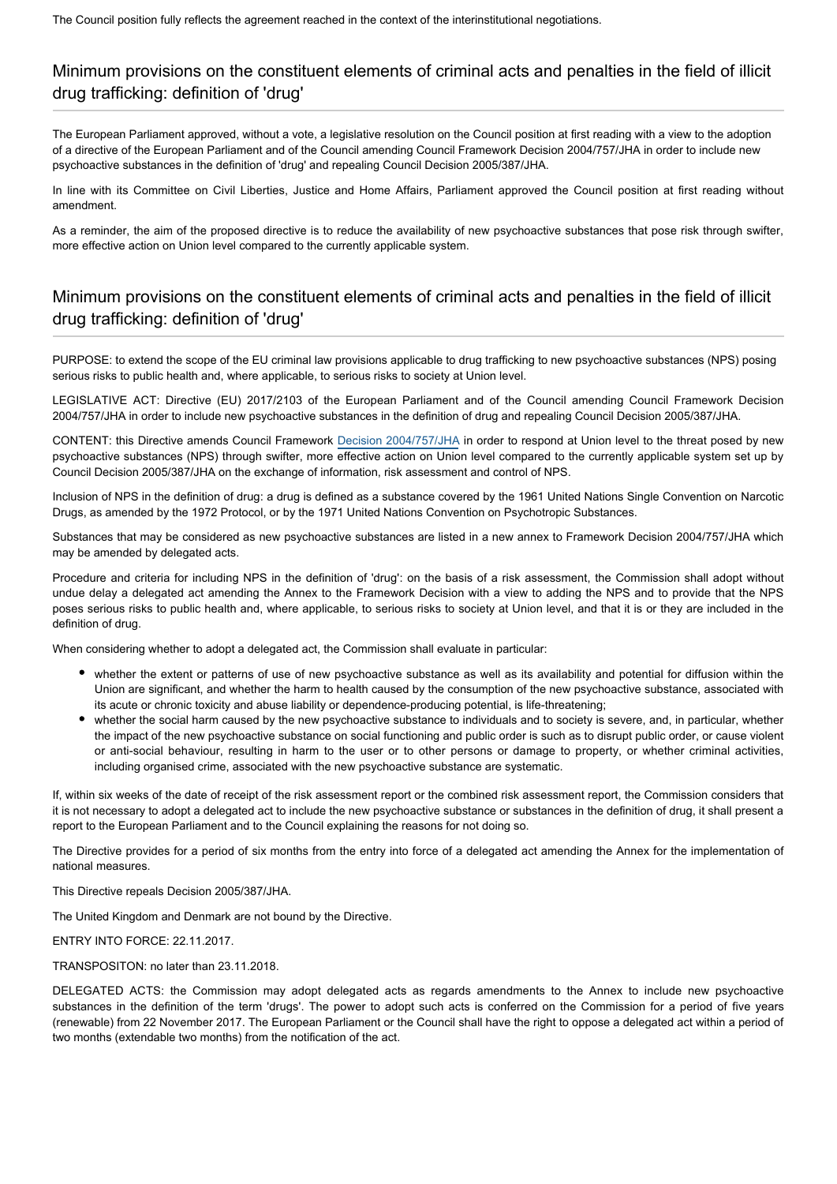The Council position fully reflects the agreement reached in the context of the interinstitutional negotiations.

## Minimum provisions on the constituent elements of criminal acts and penalties in the field of illicit drug trafficking: definition of 'drug'

The European Parliament approved, without a vote, a legislative resolution on the Council position at first reading with a view to the adoption of a directive of the European Parliament and of the Council amending Council Framework Decision 2004/757/JHA in order to include new psychoactive substances in the definition of 'drug' and repealing Council Decision 2005/387/JHA.

In line with its Committee on Civil Liberties, Justice and Home Affairs, Parliament approved the Council position at first reading without amendment.

As a reminder, the aim of the proposed directive is to reduce the availability of new psychoactive substances that pose risk through swifter, more effective action on Union level compared to the currently applicable system.

## Minimum provisions on the constituent elements of criminal acts and penalties in the field of illicit drug trafficking: definition of 'drug'

PURPOSE: to extend the scope of the EU criminal law provisions applicable to drug trafficking to new psychoactive substances (NPS) posing serious risks to public health and, where applicable, to serious risks to society at Union level.

LEGISLATIVE ACT: Directive (EU) 2017/2103 of the European Parliament and of the Council amending Council Framework Decision 2004/757/JHA in order to include new psychoactive substances in the definition of drug and repealing Council Decision 2005/387/JHA.

CONTENT: this Directive amends Council Framework Decision 2004/757/JHA in order to respond at Union level to the threat posed by new psychoactive substances (NPS) through swifter, more effective action on Union level compared to the currently applicable system set up by Council Decision 2005/387/JHA on the exchange of information, risk assessment and control of NPS.

Inclusion of NPS in the definition of drug: a drug is defined as a substance covered by the 1961 United Nations Single Convention on Narcotic Drugs, as amended by the 1972 Protocol, or by the 1971 United Nations Convention on Psychotropic Substances.

Substances that may be considered as new psychoactive substances are listed in a new annex to Framework Decision 2004/757/JHA which may be amended by delegated acts.

Procedure and criteria for including NPS in the definition of 'drug': on the basis of a risk assessment, the Commission shall adopt without undue delay a delegated act amending the Annex to the Framework Decision with a view to adding the NPS and to provide that the NPS poses serious risks to public health and, where applicable, to serious risks to society at Union level, and that it is or they are included in the definition of drug.

When considering whether to adopt a delegated act, the Commission shall evaluate in particular:

- whether the extent or patterns of use of new psychoactive substance as well as its availability and potential for diffusion within the Union are significant, and whether the harm to health caused by the consumption of the new psychoactive substance, associated with its acute or chronic toxicity and abuse liability or dependence-producing potential, is life-threatening;
- whether the social harm caused by the new psychoactive substance to individuals and to society is severe, and, in particular, whether the impact of the new psychoactive substance on social functioning and public order is such as to disrupt public order, or cause violent or anti-social behaviour, resulting in harm to the user or to other persons or damage to property, or whether criminal activities, including organised crime, associated with the new psychoactive substance are systematic.

If, within six weeks of the date of receipt of the risk assessment report or the combined risk assessment report, the Commission considers that it is not necessary to adopt a delegated act to include the new psychoactive substance or substances in the definition of drug, it shall present a report to the European Parliament and to the Council explaining the reasons for not doing so.

The Directive provides for a period of six months from the entry into force of a delegated act amending the Annex for the implementation of national measures.

This Directive repeals Decision 2005/387/JHA.

The United Kingdom and Denmark are not bound by the Directive.

ENTRY INTO FORCE: 22.11.2017.

TRANSPOSITON: no later than 23.11.2018.

DELEGATED ACTS: the Commission may adopt delegated acts as regards amendments to the Annex to include new psychoactive substances in the definition of the term 'drugs'. The power to adopt such acts is conferred on the Commission for a period of five years (renewable) from 22 November 2017. The European Parliament or the Council shall have the right to oppose a delegated act within a period of two months (extendable two months) from the notification of the act.